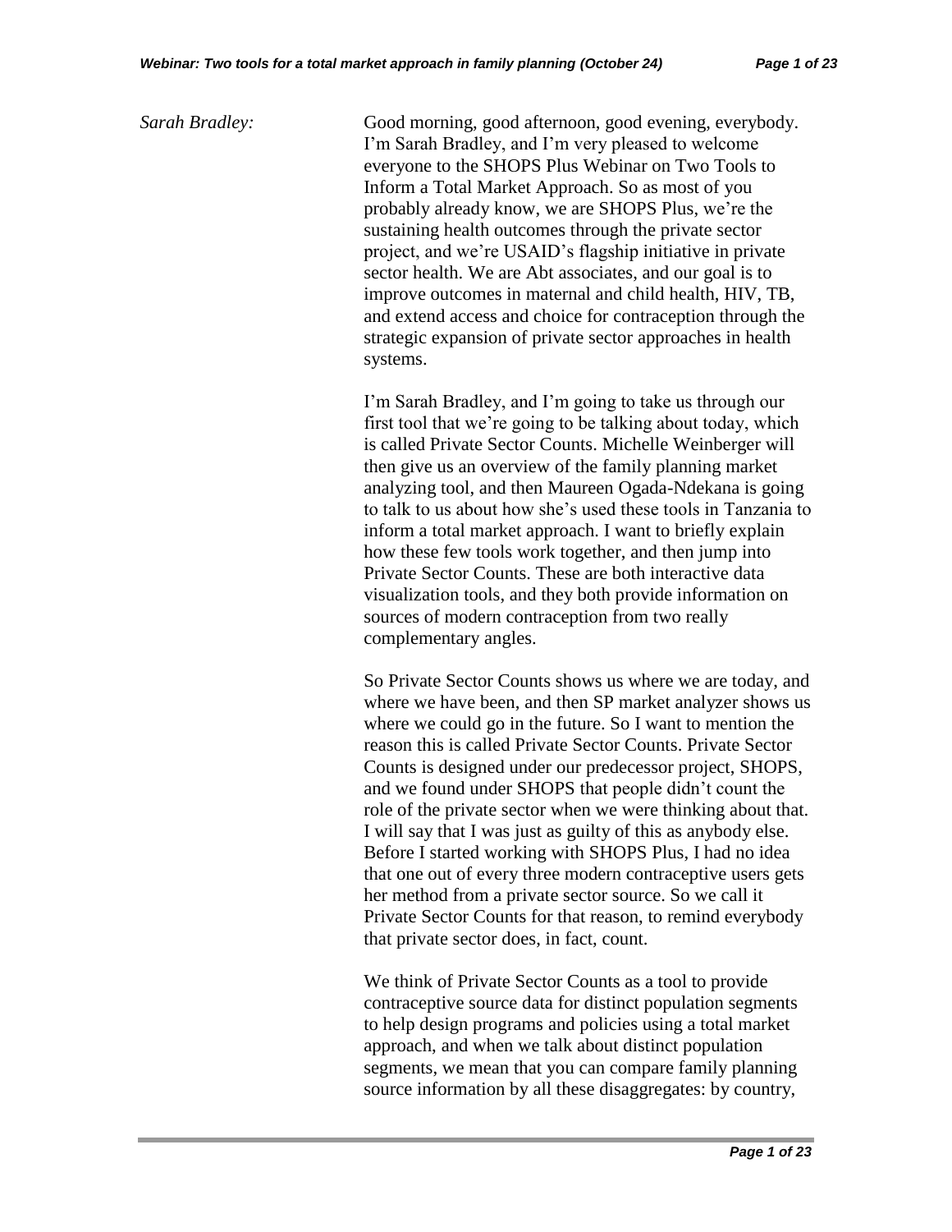*Sarah Bradley:*

Good morning, good afternoon, good evening, everybody. I'm Sarah Bradley, and I'm very pleased to welcome everyone to the SHOPS Plus Webinar on Two Tools to Inform a Total Market Approach. So as most of you probably already know, we are SHOPS Plus, we're the sustaining health outcomes through the private sector project, and we're USAID's flagship initiative in private sector health. We are Abt associates, and our goal is to improve outcomes in maternal and child health, HIV, TB, and extend access and choice for contraception through the strategic expansion of private sector approaches in health systems.

I'm Sarah Bradley, and I'm going to take us through our first tool that we're going to be talking about today, which is called Private Sector Counts. Michelle Weinberger will then give us an overview of the family planning market analyzing tool, and then Maureen Ogada-Ndekana is going to talk to us about how she's used these tools in Tanzania to inform a total market approach. I want to briefly explain how these few tools work together, and then jump into Private Sector Counts. These are both interactive data visualization tools, and they both provide information on sources of modern contraception from two really complementary angles.

So Private Sector Counts shows us where we are today, and where we have been, and then SP market analyzer shows us where we could go in the future. So I want to mention the reason this is called Private Sector Counts. Private Sector Counts is designed under our predecessor project, SHOPS, and we found under SHOPS that people didn't count the role of the private sector when we were thinking about that. I will say that I was just as guilty of this as anybody else. Before I started working with SHOPS Plus, I had no idea that one out of every three modern contraceptive users gets her method from a private sector source. So we call it Private Sector Counts for that reason, to remind everybody that private sector does, in fact, count.

We think of Private Sector Counts as a tool to provide contraceptive source data for distinct population segments to help design programs and policies using a total market approach, and when we talk about distinct population segments, we mean that you can compare family planning source information by all these disaggregates: by country,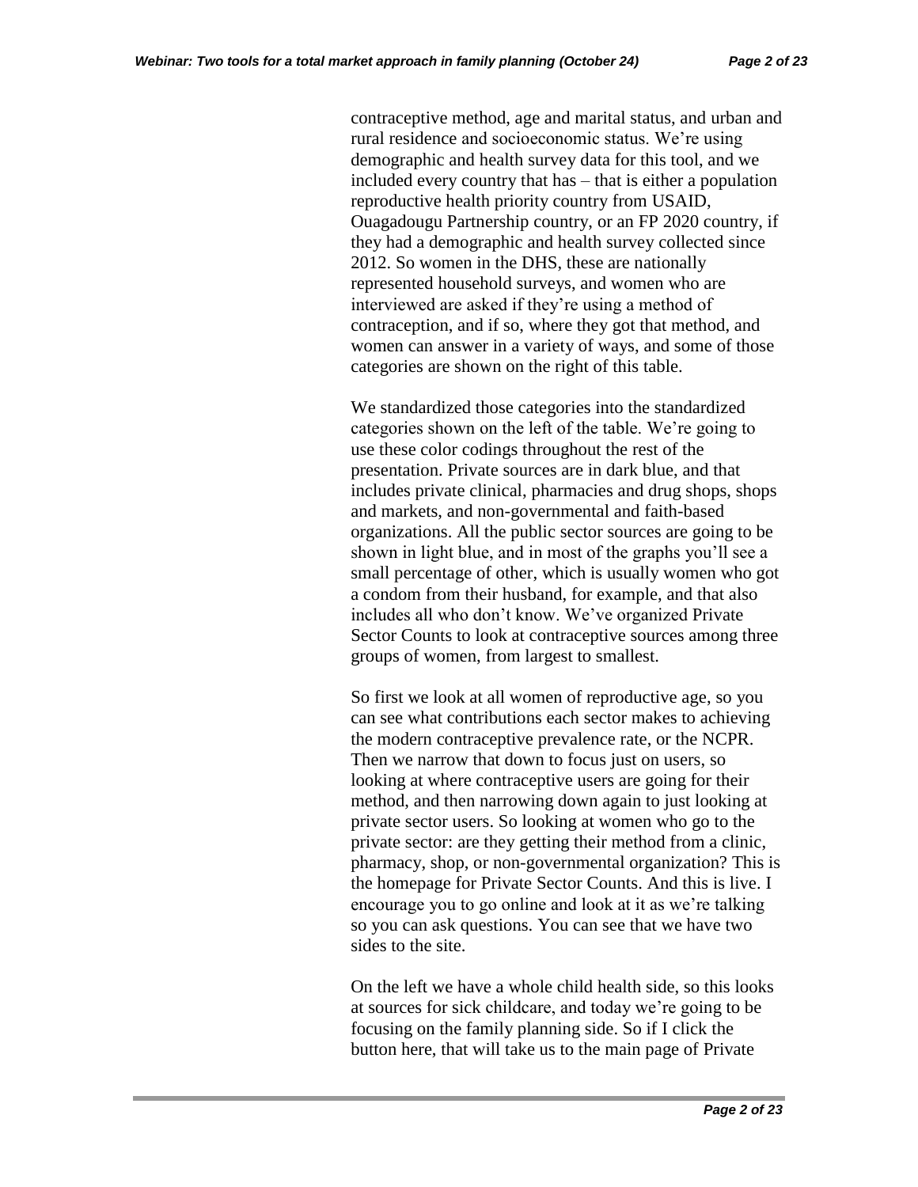contraceptive method, age and marital status, and urban and rural residence and socioeconomic status. We're using demographic and health survey data for this tool, and we included every country that has – that is either a population reproductive health priority country from USAID, Ouagadougu Partnership country, or an FP 2020 country, if they had a demographic and health survey collected since 2012. So women in the DHS, these are nationally represented household surveys, and women who are interviewed are asked if they're using a method of contraception, and if so, where they got that method, and women can answer in a variety of ways, and some of those categories are shown on the right of this table.

We standardized those categories into the standardized categories shown on the left of the table. We're going to use these color codings throughout the rest of the presentation. Private sources are in dark blue, and that includes private clinical, pharmacies and drug shops, shops and markets, and non-governmental and faith-based organizations. All the public sector sources are going to be shown in light blue, and in most of the graphs you'll see a small percentage of other, which is usually women who got a condom from their husband, for example, and that also includes all who don't know. We've organized Private Sector Counts to look at contraceptive sources among three groups of women, from largest to smallest.

So first we look at all women of reproductive age, so you can see what contributions each sector makes to achieving the modern contraceptive prevalence rate, or the NCPR. Then we narrow that down to focus just on users, so looking at where contraceptive users are going for their method, and then narrowing down again to just looking at private sector users. So looking at women who go to the private sector: are they getting their method from a clinic, pharmacy, shop, or non-governmental organization? This is the homepage for Private Sector Counts. And this is live. I encourage you to go online and look at it as we're talking so you can ask questions. You can see that we have two sides to the site.

On the left we have a whole child health side, so this looks at sources for sick childcare, and today we're going to be focusing on the family planning side. So if I click the button here, that will take us to the main page of Private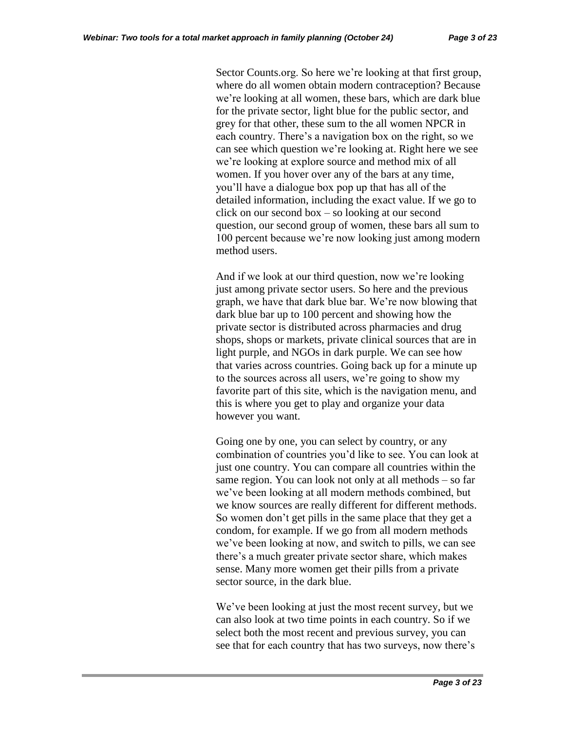Sector Counts.org. So here we're looking at that first group, where do all women obtain modern contraception? Because we're looking at all women, these bars, which are dark blue for the private sector, light blue for the public sector, and grey for that other, these sum to the all women NPCR in each country. There's a navigation box on the right, so we can see which question we're looking at. Right here we see we're looking at explore source and method mix of all women. If you hover over any of the bars at any time, you'll have a dialogue box pop up that has all of the detailed information, including the exact value. If we go to click on our second box – so looking at our second question, our second group of women, these bars all sum to 100 percent because we're now looking just among modern method users.

And if we look at our third question, now we're looking just among private sector users. So here and the previous graph, we have that dark blue bar. We're now blowing that dark blue bar up to 100 percent and showing how the private sector is distributed across pharmacies and drug shops, shops or markets, private clinical sources that are in light purple, and NGOs in dark purple. We can see how that varies across countries. Going back up for a minute up to the sources across all users, we're going to show my favorite part of this site, which is the navigation menu, and this is where you get to play and organize your data however you want.

Going one by one, you can select by country, or any combination of countries you'd like to see. You can look at just one country. You can compare all countries within the same region. You can look not only at all methods – so far we've been looking at all modern methods combined, but we know sources are really different for different methods. So women don't get pills in the same place that they get a condom, for example. If we go from all modern methods we've been looking at now, and switch to pills, we can see there's a much greater private sector share, which makes sense. Many more women get their pills from a private sector source, in the dark blue.

We've been looking at just the most recent survey, but we can also look at two time points in each country. So if we select both the most recent and previous survey, you can see that for each country that has two surveys, now there's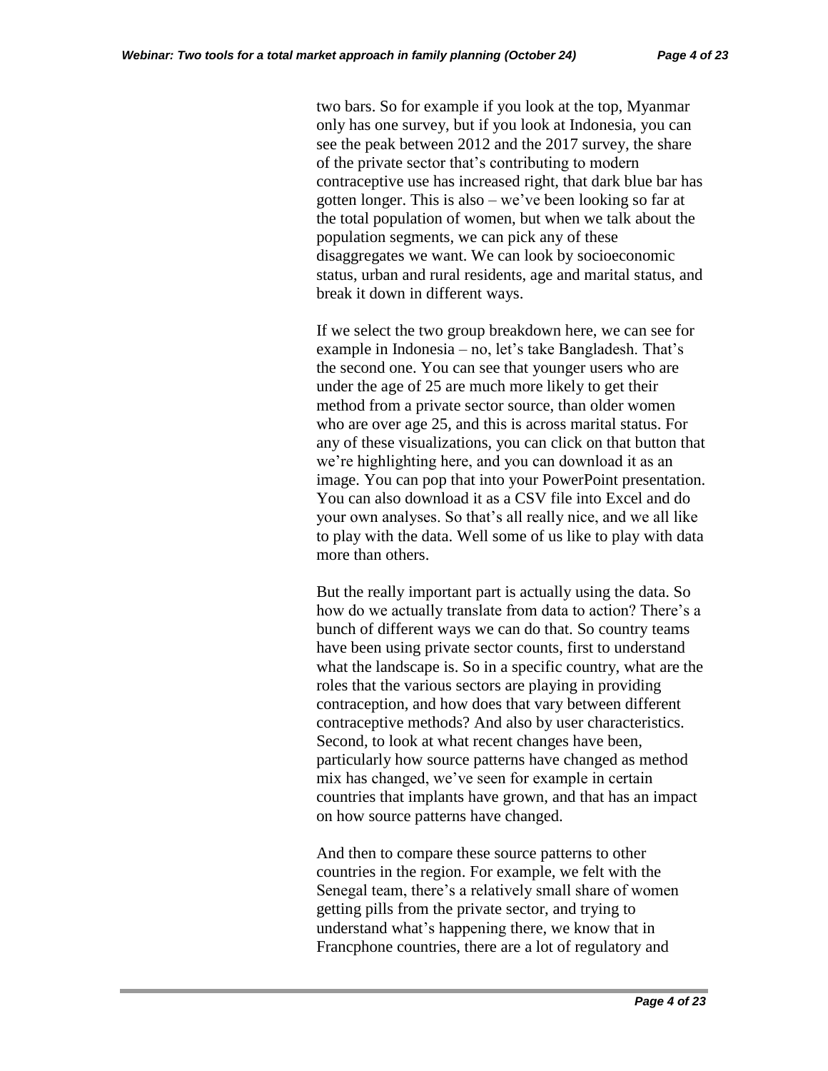two bars. So for example if you look at the top, Myanmar only has one survey, but if you look at Indonesia, you can see the peak between 2012 and the 2017 survey, the share of the private sector that's contributing to modern contraceptive use has increased right, that dark blue bar has gotten longer. This is also – we've been looking so far at the total population of women, but when we talk about the population segments, we can pick any of these disaggregates we want. We can look by socioeconomic status, urban and rural residents, age and marital status, and break it down in different ways.

If we select the two group breakdown here, we can see for example in Indonesia – no, let's take Bangladesh. That's the second one. You can see that younger users who are under the age of 25 are much more likely to get their method from a private sector source, than older women who are over age 25, and this is across marital status. For any of these visualizations, you can click on that button that we're highlighting here, and you can download it as an image. You can pop that into your PowerPoint presentation. You can also download it as a CSV file into Excel and do your own analyses. So that's all really nice, and we all like to play with the data. Well some of us like to play with data more than others.

But the really important part is actually using the data. So how do we actually translate from data to action? There's a bunch of different ways we can do that. So country teams have been using private sector counts, first to understand what the landscape is. So in a specific country, what are the roles that the various sectors are playing in providing contraception, and how does that vary between different contraceptive methods? And also by user characteristics. Second, to look at what recent changes have been, particularly how source patterns have changed as method mix has changed, we've seen for example in certain countries that implants have grown, and that has an impact on how source patterns have changed.

And then to compare these source patterns to other countries in the region. For example, we felt with the Senegal team, there's a relatively small share of women getting pills from the private sector, and trying to understand what's happening there, we know that in Francphone countries, there are a lot of regulatory and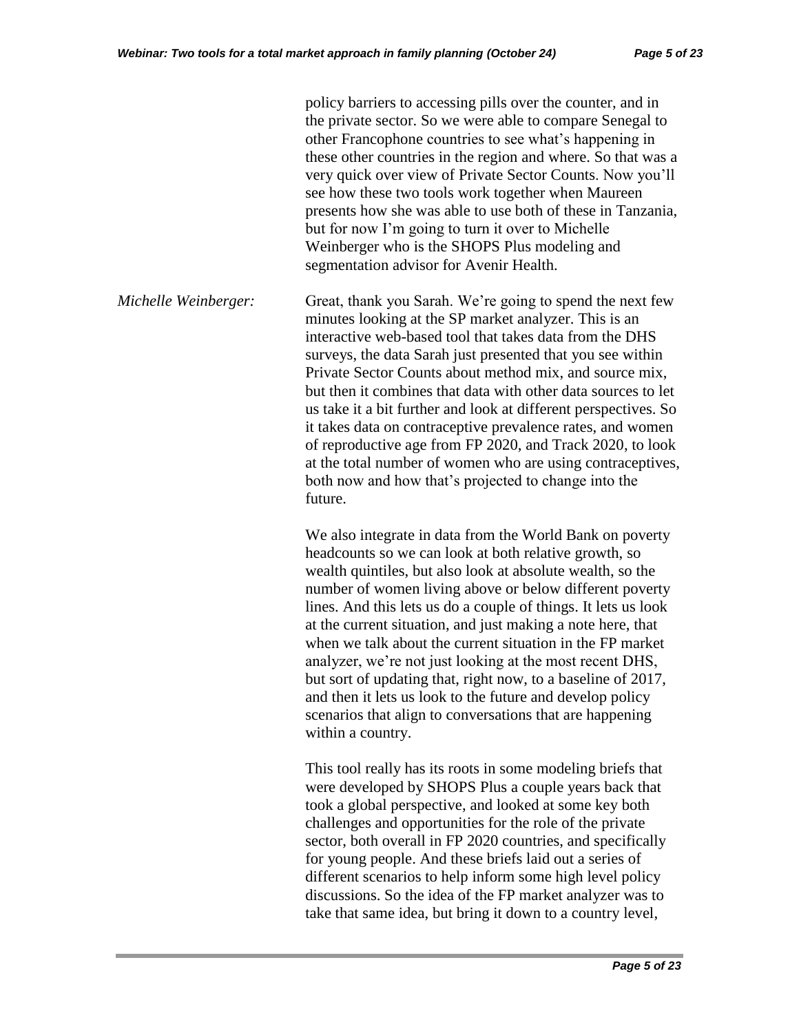policy barriers to accessing pills over the counter, and in the private sector. So we were able to compare Senegal to other Francophone countries to see what's happening in these other countries in the region and where. So that was a very quick over view of Private Sector Counts. Now you'll see how these two tools work together when Maureen presents how she was able to use both of these in Tanzania, but for now I'm going to turn it over to Michelle Weinberger who is the SHOPS Plus modeling and segmentation advisor for Avenir Health.

*Michelle Weinberger:* Great, thank you Sarah. We're going to spend the next few minutes looking at the SP market analyzer. This is an interactive web-based tool that takes data from the DHS surveys, the data Sarah just presented that you see within Private Sector Counts about method mix, and source mix, but then it combines that data with other data sources to let us take it a bit further and look at different perspectives. So it takes data on contraceptive prevalence rates, and women of reproductive age from FP 2020, and Track 2020, to look at the total number of women who are using contraceptives, both now and how that's projected to change into the future.

We also integrate in data from the World Bank on poverty headcounts so we can look at both relative growth, so wealth quintiles, but also look at absolute wealth, so the number of women living above or below different poverty lines. And this lets us do a couple of things. It lets us look at the current situation, and just making a note here, that when we talk about the current situation in the FP market analyzer, we're not just looking at the most recent DHS, but sort of updating that, right now, to a baseline of 2017, and then it lets us look to the future and develop policy scenarios that align to conversations that are happening within a country.

This tool really has its roots in some modeling briefs that were developed by SHOPS Plus a couple years back that took a global perspective, and looked at some key both challenges and opportunities for the role of the private sector, both overall in FP 2020 countries, and specifically for young people. And these briefs laid out a series of different scenarios to help inform some high level policy discussions. So the idea of the FP market analyzer was to take that same idea, but bring it down to a country level,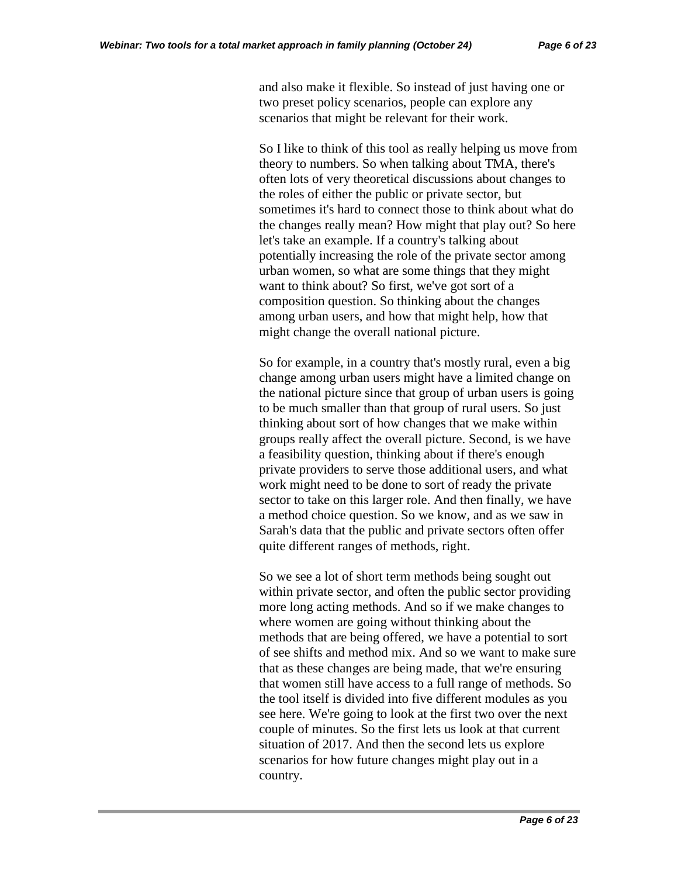and also make it flexible. So instead of just having one or two preset policy scenarios, people can explore any scenarios that might be relevant for their work.

So I like to think of this tool as really helping us move from theory to numbers. So when talking about TMA, there's often lots of very theoretical discussions about changes to the roles of either the public or private sector, but sometimes it's hard to connect those to think about what do the changes really mean? How might that play out? So here let's take an example. If a country's talking about potentially increasing the role of the private sector among urban women, so what are some things that they might want to think about? So first, we've got sort of a composition question. So thinking about the changes among urban users, and how that might help, how that might change the overall national picture.

So for example, in a country that's mostly rural, even a big change among urban users might have a limited change on the national picture since that group of urban users is going to be much smaller than that group of rural users. So just thinking about sort of how changes that we make within groups really affect the overall picture. Second, is we have a feasibility question, thinking about if there's enough private providers to serve those additional users, and what work might need to be done to sort of ready the private sector to take on this larger role. And then finally, we have a method choice question. So we know, and as we saw in Sarah's data that the public and private sectors often offer quite different ranges of methods, right.

So we see a lot of short term methods being sought out within private sector, and often the public sector providing more long acting methods. And so if we make changes to where women are going without thinking about the methods that are being offered, we have a potential to sort of see shifts and method mix. And so we want to make sure that as these changes are being made, that we're ensuring that women still have access to a full range of methods. So the tool itself is divided into five different modules as you see here. We're going to look at the first two over the next couple of minutes. So the first lets us look at that current situation of 2017. And then the second lets us explore scenarios for how future changes might play out in a country.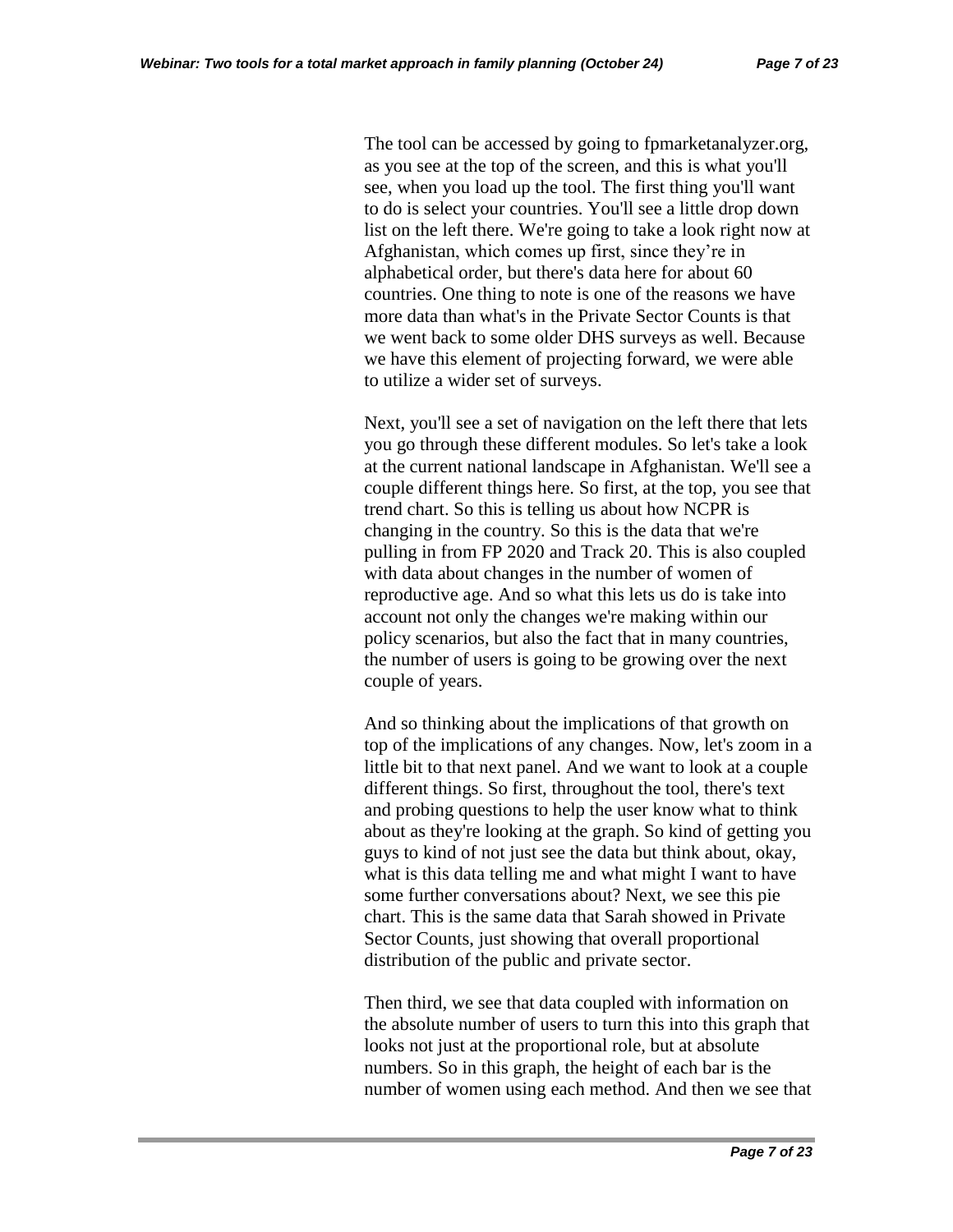The tool can be accessed by going to fpmarketanalyzer.org, as you see at the top of the screen, and this is what you'll see, when you load up the tool. The first thing you'll want to do is select your countries. You'll see a little drop down list on the left there. We're going to take a look right now at Afghanistan, which comes up first, since they're in alphabetical order, but there's data here for about 60 countries. One thing to note is one of the reasons we have more data than what's in the Private Sector Counts is that we went back to some older DHS surveys as well. Because we have this element of projecting forward, we were able to utilize a wider set of surveys.

Next, you'll see a set of navigation on the left there that lets you go through these different modules. So let's take a look at the current national landscape in Afghanistan. We'll see a couple different things here. So first, at the top, you see that trend chart. So this is telling us about how NCPR is changing in the country. So this is the data that we're pulling in from FP 2020 and Track 20. This is also coupled with data about changes in the number of women of reproductive age. And so what this lets us do is take into account not only the changes we're making within our policy scenarios, but also the fact that in many countries, the number of users is going to be growing over the next couple of years.

And so thinking about the implications of that growth on top of the implications of any changes. Now, let's zoom in a little bit to that next panel. And we want to look at a couple different things. So first, throughout the tool, there's text and probing questions to help the user know what to think about as they're looking at the graph. So kind of getting you guys to kind of not just see the data but think about, okay, what is this data telling me and what might I want to have some further conversations about? Next, we see this pie chart. This is the same data that Sarah showed in Private Sector Counts, just showing that overall proportional distribution of the public and private sector.

Then third, we see that data coupled with information on the absolute number of users to turn this into this graph that looks not just at the proportional role, but at absolute numbers. So in this graph, the height of each bar is the number of women using each method. And then we see that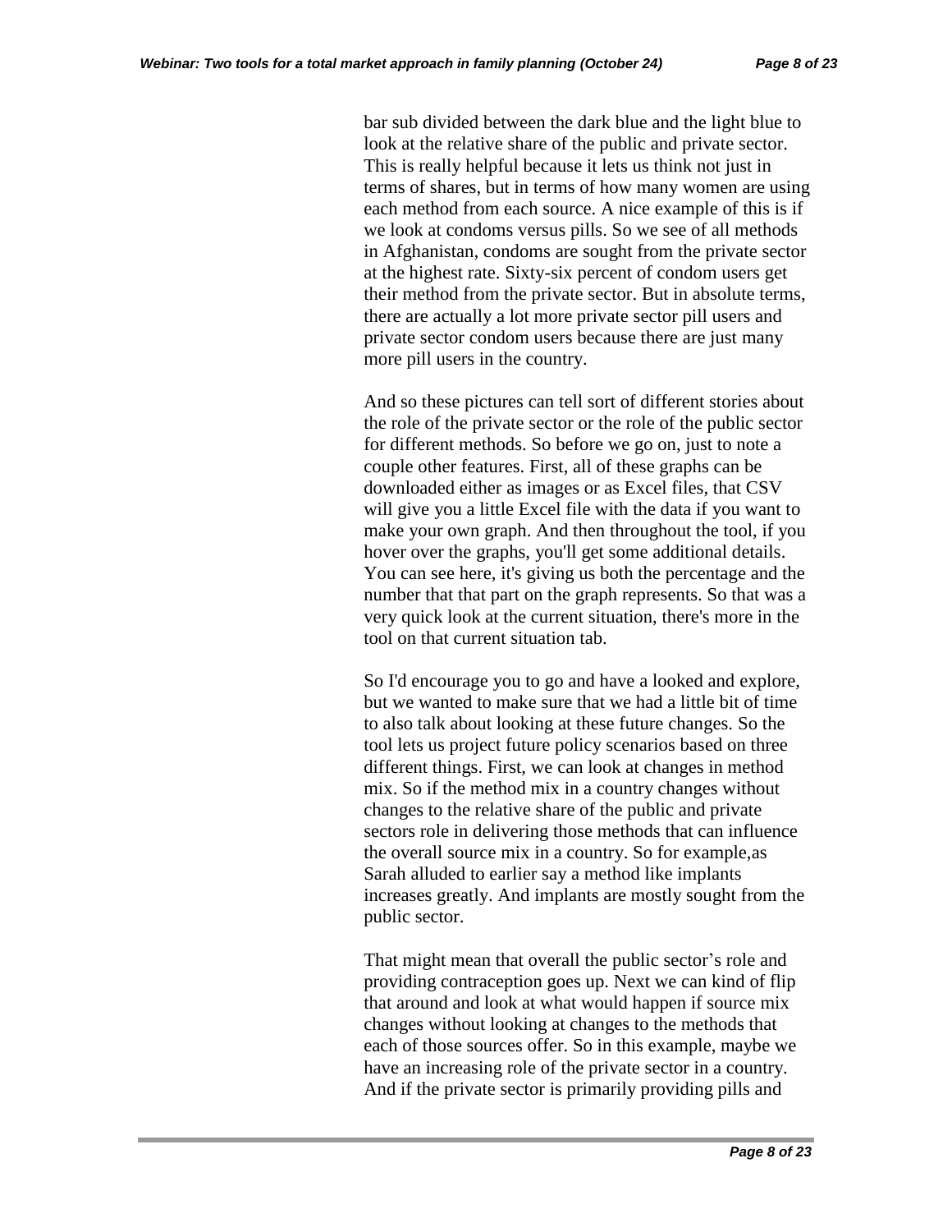bar sub divided between the dark blue and the light blue to look at the relative share of the public and private sector. This is really helpful because it lets us think not just in terms of shares, but in terms of how many women are using each method from each source. A nice example of this is if we look at condoms versus pills. So we see of all methods in Afghanistan, condoms are sought from the private sector at the highest rate. Sixty-six percent of condom users get their method from the private sector. But in absolute terms, there are actually a lot more private sector pill users and private sector condom users because there are just many more pill users in the country.

And so these pictures can tell sort of different stories about the role of the private sector or the role of the public sector for different methods. So before we go on, just to note a couple other features. First, all of these graphs can be downloaded either as images or as Excel files, that CSV will give you a little Excel file with the data if you want to make your own graph. And then throughout the tool, if you hover over the graphs, you'll get some additional details. You can see here, it's giving us both the percentage and the number that that part on the graph represents. So that was a very quick look at the current situation, there's more in the tool on that current situation tab.

So I'd encourage you to go and have a looked and explore, but we wanted to make sure that we had a little bit of time to also talk about looking at these future changes. So the tool lets us project future policy scenarios based on three different things. First, we can look at changes in method mix. So if the method mix in a country changes without changes to the relative share of the public and private sectors role in delivering those methods that can influence the overall source mix in a country. So for example,as Sarah alluded to earlier say a method like implants increases greatly. And implants are mostly sought from the public sector.

That might mean that overall the public sector's role and providing contraception goes up. Next we can kind of flip that around and look at what would happen if source mix changes without looking at changes to the methods that each of those sources offer. So in this example, maybe we have an increasing role of the private sector in a country. And if the private sector is primarily providing pills and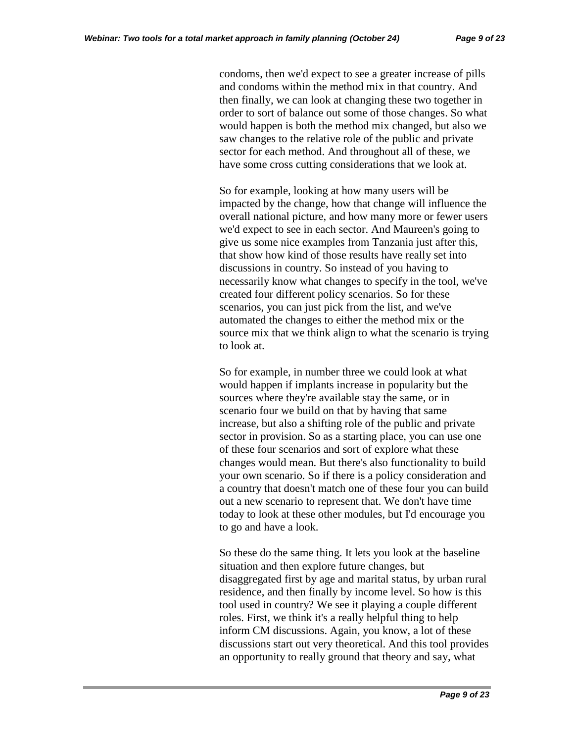condoms, then we'd expect to see a greater increase of pills and condoms within the method mix in that country. And then finally, we can look at changing these two together in order to sort of balance out some of those changes. So what would happen is both the method mix changed, but also we saw changes to the relative role of the public and private sector for each method. And throughout all of these, we have some cross cutting considerations that we look at.

So for example, looking at how many users will be impacted by the change, how that change will influence the overall national picture, and how many more or fewer users we'd expect to see in each sector. And Maureen's going to give us some nice examples from Tanzania just after this, that show how kind of those results have really set into discussions in country. So instead of you having to necessarily know what changes to specify in the tool, we've created four different policy scenarios. So for these scenarios, you can just pick from the list, and we've automated the changes to either the method mix or the source mix that we think align to what the scenario is trying to look at.

So for example, in number three we could look at what would happen if implants increase in popularity but the sources where they're available stay the same, or in scenario four we build on that by having that same increase, but also a shifting role of the public and private sector in provision. So as a starting place, you can use one of these four scenarios and sort of explore what these changes would mean. But there's also functionality to build your own scenario. So if there is a policy consideration and a country that doesn't match one of these four you can build out a new scenario to represent that. We don't have time today to look at these other modules, but I'd encourage you to go and have a look.

So these do the same thing. It lets you look at the baseline situation and then explore future changes, but disaggregated first by age and marital status, by urban rural residence, and then finally by income level. So how is this tool used in country? We see it playing a couple different roles. First, we think it's a really helpful thing to help inform CM discussions. Again, you know, a lot of these discussions start out very theoretical. And this tool provides an opportunity to really ground that theory and say, what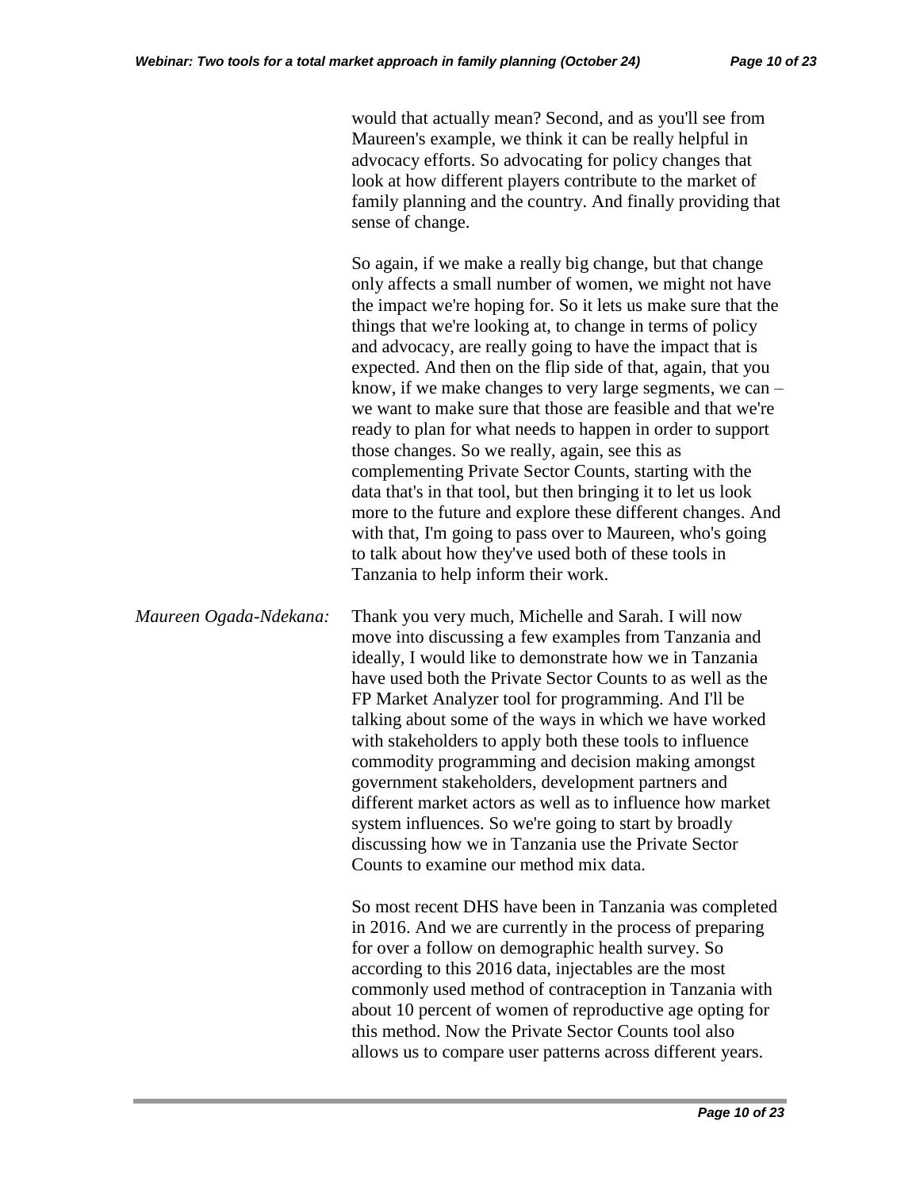would that actually mean? Second, and as you'll see from Maureen's example, we think it can be really helpful in advocacy efforts. So advocating for policy changes that look at how different players contribute to the market of family planning and the country. And finally providing that sense of change.

So again, if we make a really big change, but that change only affects a small number of women, we might not have the impact we're hoping for. So it lets us make sure that the things that we're looking at, to change in terms of policy and advocacy, are really going to have the impact that is expected. And then on the flip side of that, again, that you know, if we make changes to very large segments, we can – we want to make sure that those are feasible and that we're ready to plan for what needs to happen in order to support those changes. So we really, again, see this as complementing Private Sector Counts, starting with the data that's in that tool, but then bringing it to let us look more to the future and explore these different changes. And with that, I'm going to pass over to Maureen, who's going to talk about how they've used both of these tools in Tanzania to help inform their work.

*Maureen Ogada-Ndekana:* Thank you very much, Michelle and Sarah. I will now move into discussing a few examples from Tanzania and ideally, I would like to demonstrate how we in Tanzania have used both the Private Sector Counts to as well as the FP Market Analyzer tool for programming. And I'll be talking about some of the ways in which we have worked with stakeholders to apply both these tools to influence commodity programming and decision making amongst government stakeholders, development partners and different market actors as well as to influence how market system influences. So we're going to start by broadly discussing how we in Tanzania use the Private Sector Counts to examine our method mix data.

So most recent DHS have been in Tanzania was completed in 2016. And we are currently in the process of preparing for over a follow on demographic health survey. So according to this 2016 data, injectables are the most commonly used method of contraception in Tanzania with about 10 percent of women of reproductive age opting for this method. Now the Private Sector Counts tool also allows us to compare user patterns across different years.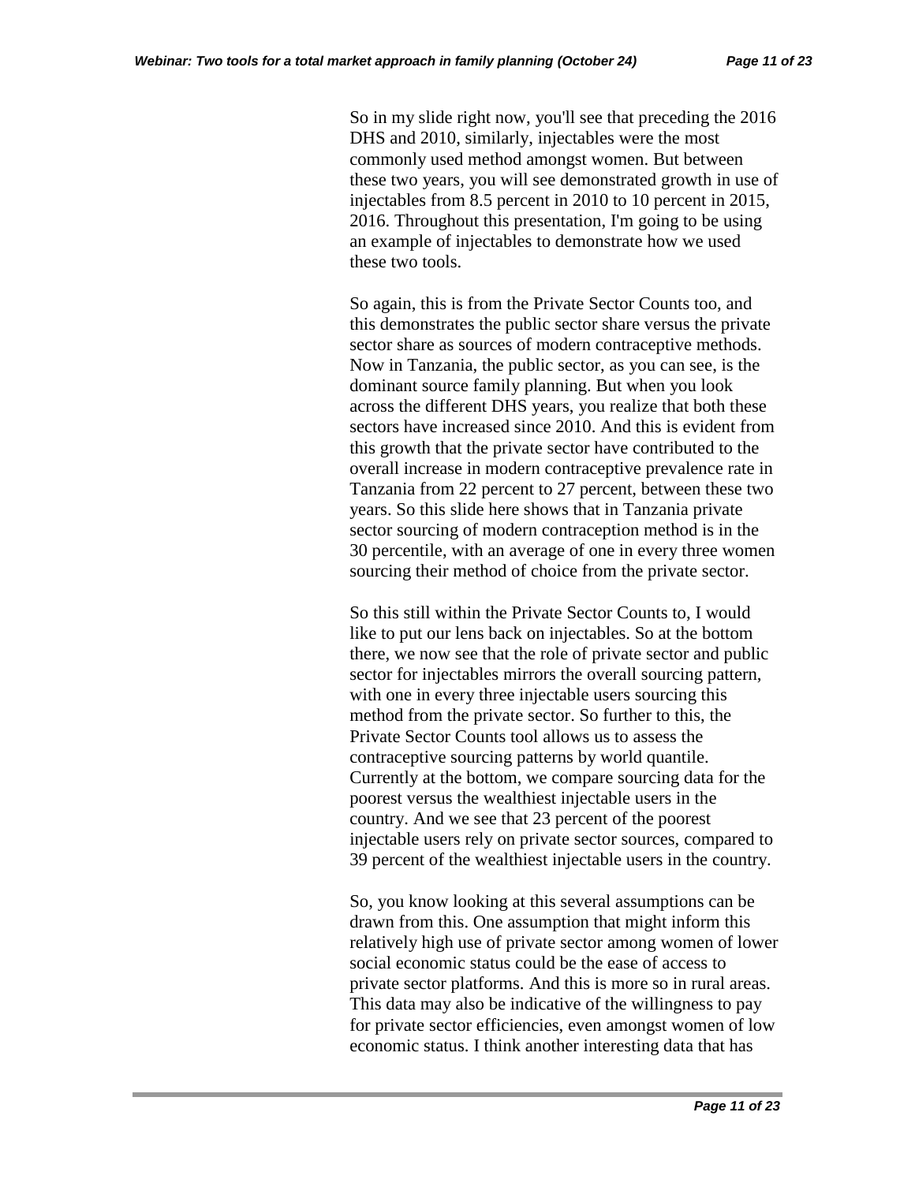So in my slide right now, you'll see that preceding the 2016 DHS and 2010, similarly, injectables were the most commonly used method amongst women. But between these two years, you will see demonstrated growth in use of injectables from 8.5 percent in 2010 to 10 percent in 2015, 2016. Throughout this presentation, I'm going to be using an example of injectables to demonstrate how we used these two tools.

So again, this is from the Private Sector Counts too, and this demonstrates the public sector share versus the private sector share as sources of modern contraceptive methods. Now in Tanzania, the public sector, as you can see, is the dominant source family planning. But when you look across the different DHS years, you realize that both these sectors have increased since 2010. And this is evident from this growth that the private sector have contributed to the overall increase in modern contraceptive prevalence rate in Tanzania from 22 percent to 27 percent, between these two years. So this slide here shows that in Tanzania private sector sourcing of modern contraception method is in the 30 percentile, with an average of one in every three women sourcing their method of choice from the private sector.

So this still within the Private Sector Counts to, I would like to put our lens back on injectables. So at the bottom there, we now see that the role of private sector and public sector for injectables mirrors the overall sourcing pattern, with one in every three injectable users sourcing this method from the private sector. So further to this, the Private Sector Counts tool allows us to assess the contraceptive sourcing patterns by world quantile. Currently at the bottom, we compare sourcing data for the poorest versus the wealthiest injectable users in the country. And we see that 23 percent of the poorest injectable users rely on private sector sources, compared to 39 percent of the wealthiest injectable users in the country.

So, you know looking at this several assumptions can be drawn from this. One assumption that might inform this relatively high use of private sector among women of lower social economic status could be the ease of access to private sector platforms. And this is more so in rural areas. This data may also be indicative of the willingness to pay for private sector efficiencies, even amongst women of low economic status. I think another interesting data that has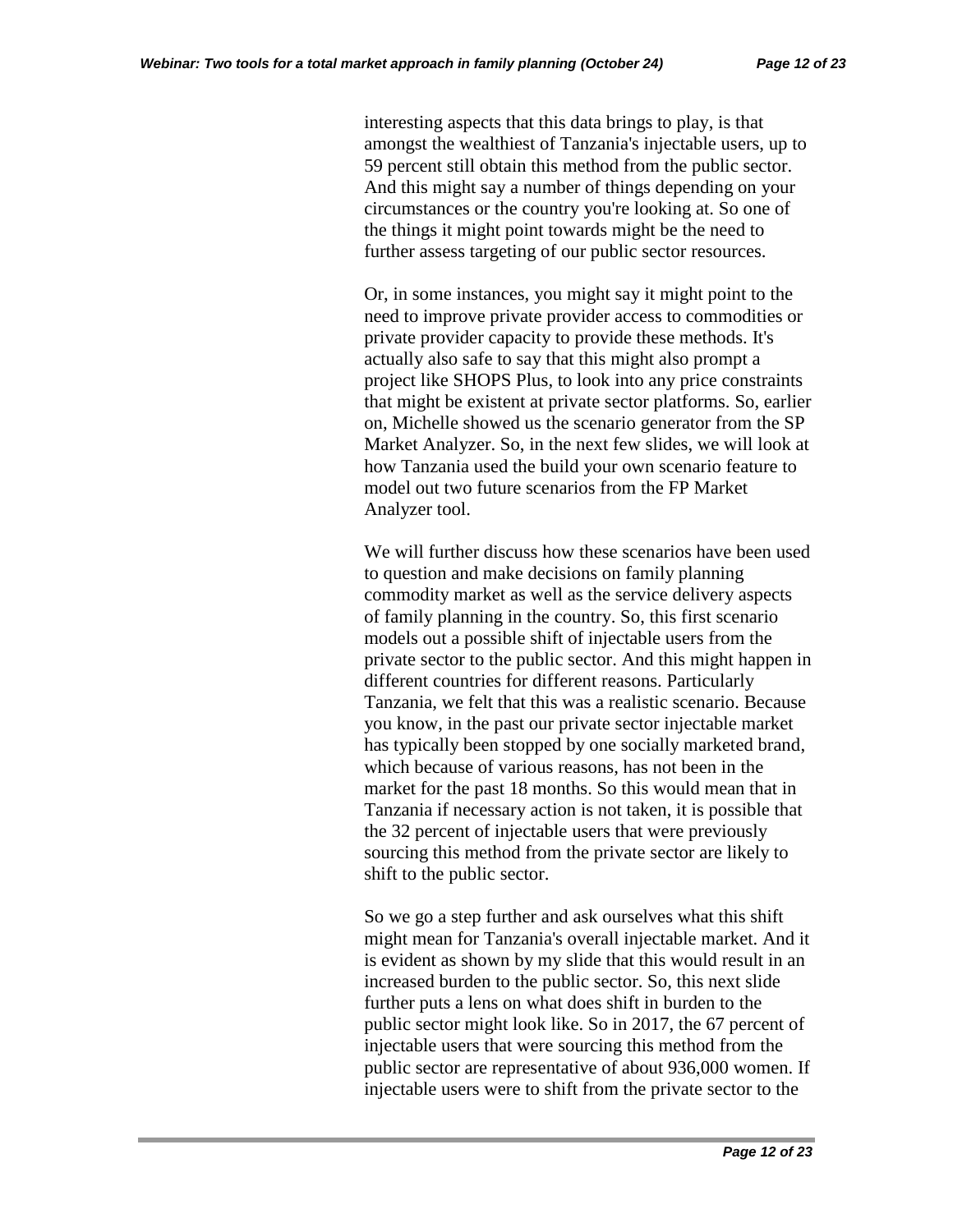interesting aspects that this data brings to play, is that amongst the wealthiest of Tanzania's injectable users, up to 59 percent still obtain this method from the public sector. And this might say a number of things depending on your circumstances or the country you're looking at. So one of the things it might point towards might be the need to further assess targeting of our public sector resources.

Or, in some instances, you might say it might point to the need to improve private provider access to commodities or private provider capacity to provide these methods. It's actually also safe to say that this might also prompt a project like SHOPS Plus, to look into any price constraints that might be existent at private sector platforms. So, earlier on, Michelle showed us the scenario generator from the SP Market Analyzer. So, in the next few slides, we will look at how Tanzania used the build your own scenario feature to model out two future scenarios from the FP Market Analyzer tool.

We will further discuss how these scenarios have been used to question and make decisions on family planning commodity market as well as the service delivery aspects of family planning in the country. So, this first scenario models out a possible shift of injectable users from the private sector to the public sector. And this might happen in different countries for different reasons. Particularly Tanzania, we felt that this was a realistic scenario. Because you know, in the past our private sector injectable market has typically been stopped by one socially marketed brand, which because of various reasons, has not been in the market for the past 18 months. So this would mean that in Tanzania if necessary action is not taken, it is possible that the 32 percent of injectable users that were previously sourcing this method from the private sector are likely to shift to the public sector.

So we go a step further and ask ourselves what this shift might mean for Tanzania's overall injectable market. And it is evident as shown by my slide that this would result in an increased burden to the public sector. So, this next slide further puts a lens on what does shift in burden to the public sector might look like. So in 2017, the 67 percent of injectable users that were sourcing this method from the public sector are representative of about 936,000 women. If injectable users were to shift from the private sector to the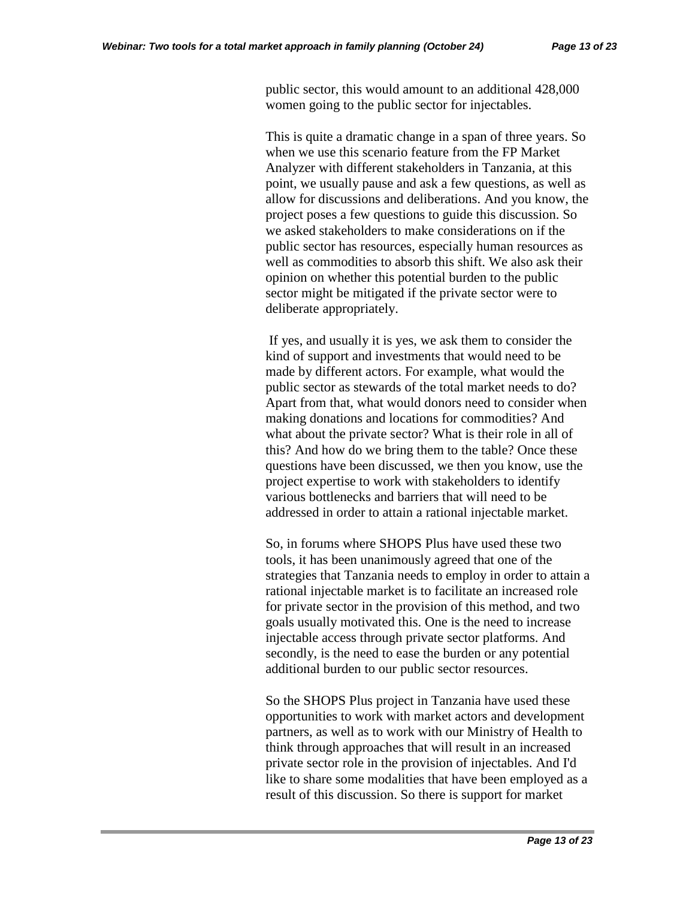public sector, this would amount to an additional 428,000 women going to the public sector for injectables.

This is quite a dramatic change in a span of three years. So when we use this scenario feature from the FP Market Analyzer with different stakeholders in Tanzania, at this point, we usually pause and ask a few questions, as well as allow for discussions and deliberations. And you know, the project poses a few questions to guide this discussion. So we asked stakeholders to make considerations on if the public sector has resources, especially human resources as well as commodities to absorb this shift. We also ask their opinion on whether this potential burden to the public sector might be mitigated if the private sector were to deliberate appropriately.

If yes, and usually it is yes, we ask them to consider the kind of support and investments that would need to be made by different actors. For example, what would the public sector as stewards of the total market needs to do? Apart from that, what would donors need to consider when making donations and locations for commodities? And what about the private sector? What is their role in all of this? And how do we bring them to the table? Once these questions have been discussed, we then you know, use the project expertise to work with stakeholders to identify various bottlenecks and barriers that will need to be addressed in order to attain a rational injectable market.

So, in forums where SHOPS Plus have used these two tools, it has been unanimously agreed that one of the strategies that Tanzania needs to employ in order to attain a rational injectable market is to facilitate an increased role for private sector in the provision of this method, and two goals usually motivated this. One is the need to increase injectable access through private sector platforms. And secondly, is the need to ease the burden or any potential additional burden to our public sector resources.

So the SHOPS Plus project in Tanzania have used these opportunities to work with market actors and development partners, as well as to work with our Ministry of Health to think through approaches that will result in an increased private sector role in the provision of injectables. And I'd like to share some modalities that have been employed as a result of this discussion. So there is support for market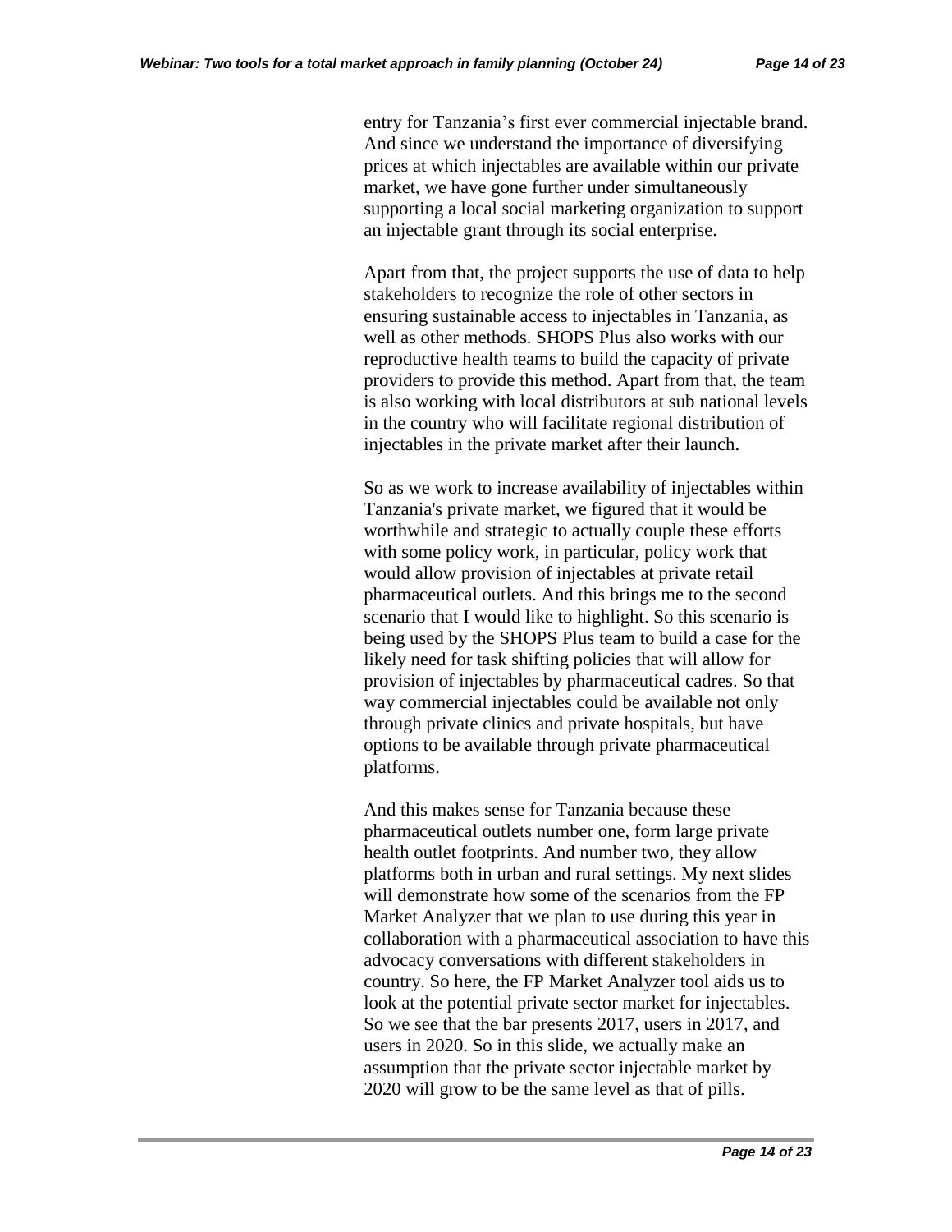entry for Tanzania's first ever commercial injectable brand. And since we understand the importance of diversifying prices at which injectables are available within our private market, we have gone further under simultaneously supporting a local social marketing organization to support an injectable grant through its social enterprise.

Apart from that, the project supports the use of data to help stakeholders to recognize the role of other sectors in ensuring sustainable access to injectables in Tanzania, as well as other methods. SHOPS Plus also works with our reproductive health teams to build the capacity of private providers to provide this method. Apart from that, the team is also working with local distributors at sub national levels in the country who will facilitate regional distribution of injectables in the private market after their launch.

So as we work to increase availability of injectables within Tanzania's private market, we figured that it would be worthwhile and strategic to actually couple these efforts with some policy work, in particular, policy work that would allow provision of injectables at private retail pharmaceutical outlets. And this brings me to the second scenario that I would like to highlight. So this scenario is being used by the SHOPS Plus team to build a case for the likely need for task shifting policies that will allow for provision of injectables by pharmaceutical cadres. So that way commercial injectables could be available not only through private clinics and private hospitals, but have options to be available through private pharmaceutical platforms.

And this makes sense for Tanzania because these pharmaceutical outlets number one, form large private health outlet footprints. And number two, they allow platforms both in urban and rural settings. My next slides will demonstrate how some of the scenarios from the FP Market Analyzer that we plan to use during this year in collaboration with a pharmaceutical association to have this advocacy conversations with different stakeholders in country. So here, the FP Market Analyzer tool aids us to look at the potential private sector market for injectables. So we see that the bar presents 2017, users in 2017, and users in 2020. So in this slide, we actually make an assumption that the private sector injectable market by 2020 will grow to be the same level as that of pills.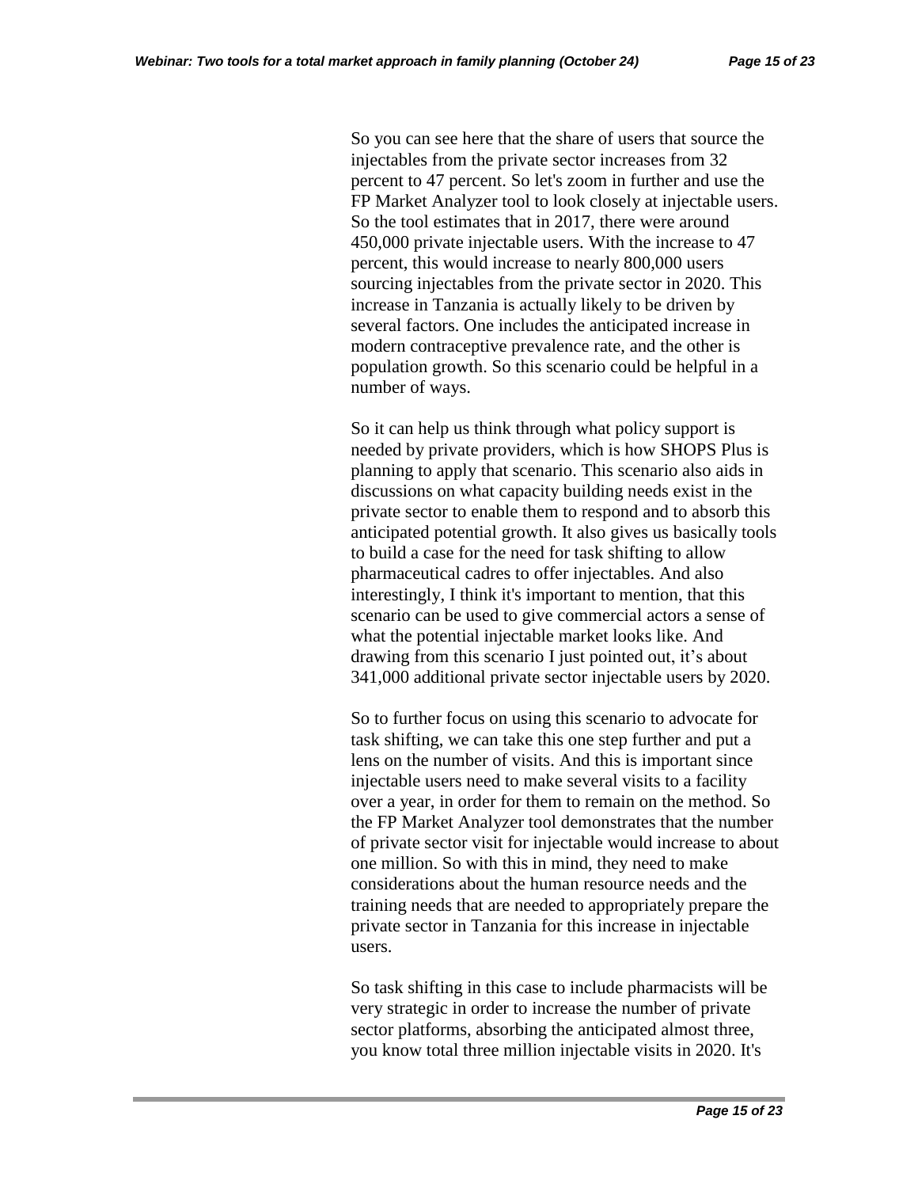So you can see here that the share of users that source the injectables from the private sector increases from 32 percent to 47 percent. So let's zoom in further and use the FP Market Analyzer tool to look closely at injectable users. So the tool estimates that in 2017, there were around 450,000 private injectable users. With the increase to 47 percent, this would increase to nearly 800,000 users sourcing injectables from the private sector in 2020. This increase in Tanzania is actually likely to be driven by several factors. One includes the anticipated increase in modern contraceptive prevalence rate, and the other is population growth. So this scenario could be helpful in a number of ways.

So it can help us think through what policy support is needed by private providers, which is how SHOPS Plus is planning to apply that scenario. This scenario also aids in discussions on what capacity building needs exist in the private sector to enable them to respond and to absorb this anticipated potential growth. It also gives us basically tools to build a case for the need for task shifting to allow pharmaceutical cadres to offer injectables. And also interestingly, I think it's important to mention, that this scenario can be used to give commercial actors a sense of what the potential injectable market looks like. And drawing from this scenario I just pointed out, it's about 341,000 additional private sector injectable users by 2020.

So to further focus on using this scenario to advocate for task shifting, we can take this one step further and put a lens on the number of visits. And this is important since injectable users need to make several visits to a facility over a year, in order for them to remain on the method. So the FP Market Analyzer tool demonstrates that the number of private sector visit for injectable would increase to about one million. So with this in mind, they need to make considerations about the human resource needs and the training needs that are needed to appropriately prepare the private sector in Tanzania for this increase in injectable users.

So task shifting in this case to include pharmacists will be very strategic in order to increase the number of private sector platforms, absorbing the anticipated almost three, you know total three million injectable visits in 2020. It's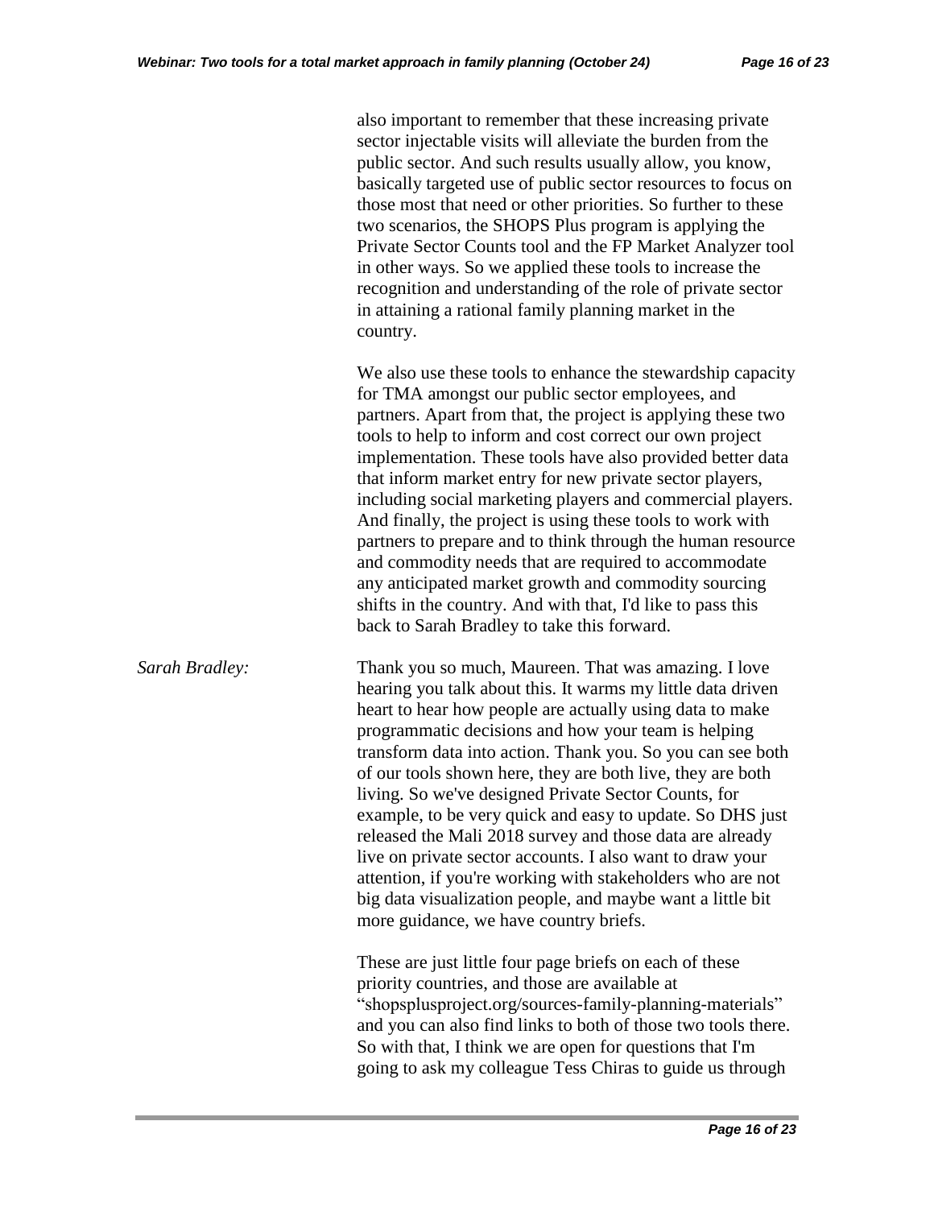also important to remember that these increasing private sector injectable visits will alleviate the burden from the public sector. And such results usually allow, you know, basically targeted use of public sector resources to focus on those most that need or other priorities. So further to these two scenarios, the SHOPS Plus program is applying the Private Sector Counts tool and the FP Market Analyzer tool in other ways. So we applied these tools to increase the recognition and understanding of the role of private sector in attaining a rational family planning market in the country.

We also use these tools to enhance the stewardship capacity for TMA amongst our public sector employees, and partners. Apart from that, the project is applying these two tools to help to inform and cost correct our own project implementation. These tools have also provided better data that inform market entry for new private sector players, including social marketing players and commercial players. And finally, the project is using these tools to work with partners to prepare and to think through the human resource and commodity needs that are required to accommodate any anticipated market growth and commodity sourcing shifts in the country. And with that, I'd like to pass this back to Sarah Bradley to take this forward.

*Sarah Bradley:* Thank you so much, Maureen. That was amazing. I love hearing you talk about this. It warms my little data driven heart to hear how people are actually using data to make programmatic decisions and how your team is helping transform data into action. Thank you. So you can see both of our tools shown here, they are both live, they are both living. So we've designed Private Sector Counts, for example, to be very quick and easy to update. So DHS just released the Mali 2018 survey and those data are already live on private sector accounts. I also want to draw your attention, if you're working with stakeholders who are not big data visualization people, and maybe want a little bit more guidance, we have country briefs.

These are just little four page briefs on each of these priority countries, and those are available at "shopsplusproject.org/sources-family-planning-materials" and you can also find links to both of those two tools there. So with that, I think we are open for questions that I'm going to ask my colleague Tess Chiras to guide us through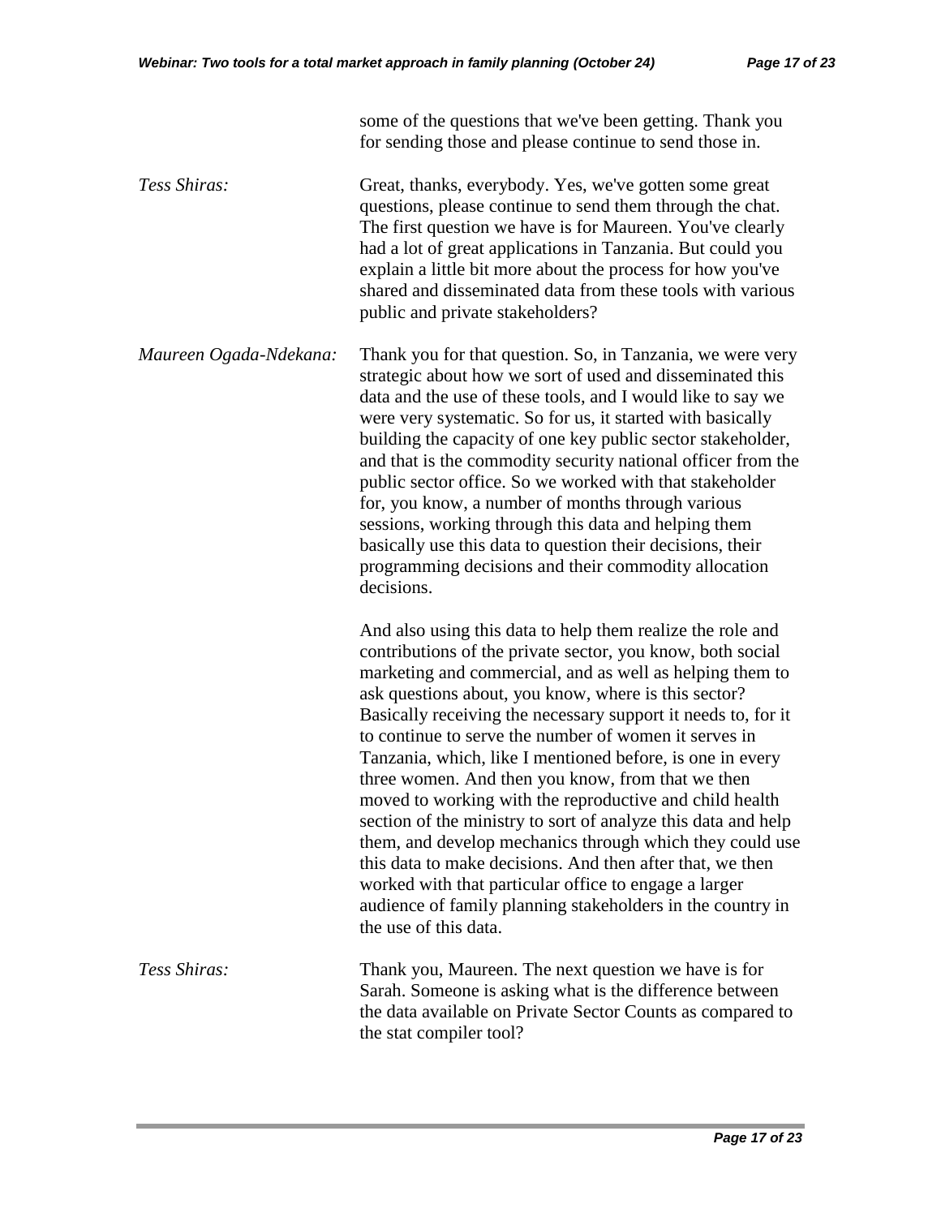some of the questions that we've been getting. Thank you for sending those and please continue to send those in.

*Tess Shiras:* Great, thanks, everybody. Yes, we've gotten some great questions, please continue to send them through the chat. The first question we have is for Maureen. You've clearly had a lot of great applications in Tanzania. But could you explain a little bit more about the process for how you've shared and disseminated data from these tools with various public and private stakeholders?

*Maureen Ogada-Ndekana:* Thank you for that question. So, in Tanzania, we were very strategic about how we sort of used and disseminated this data and the use of these tools, and I would like to say we were very systematic. So for us, it started with basically building the capacity of one key public sector stakeholder, and that is the commodity security national officer from the public sector office. So we worked with that stakeholder for, you know, a number of months through various sessions, working through this data and helping them basically use this data to question their decisions, their programming decisions and their commodity allocation decisions.

And also using this data to help them realize the role and contributions of the private sector, you know, both social marketing and commercial, and as well as helping them to ask questions about, you know, where is this sector? Basically receiving the necessary support it needs to, for it to continue to serve the number of women it serves in Tanzania, which, like I mentioned before, is one in every three women. And then you know, from that we then moved to working with the reproductive and child health section of the ministry to sort of analyze this data and help them, and develop mechanics through which they could use this data to make decisions. And then after that, we then worked with that particular office to engage a larger audience of family planning stakeholders in the country in the use of this data.

*Tess Shiras:* Thank you, Maureen. The next question we have is for Sarah. Someone is asking what is the difference between the data available on Private Sector Counts as compared to the stat compiler tool?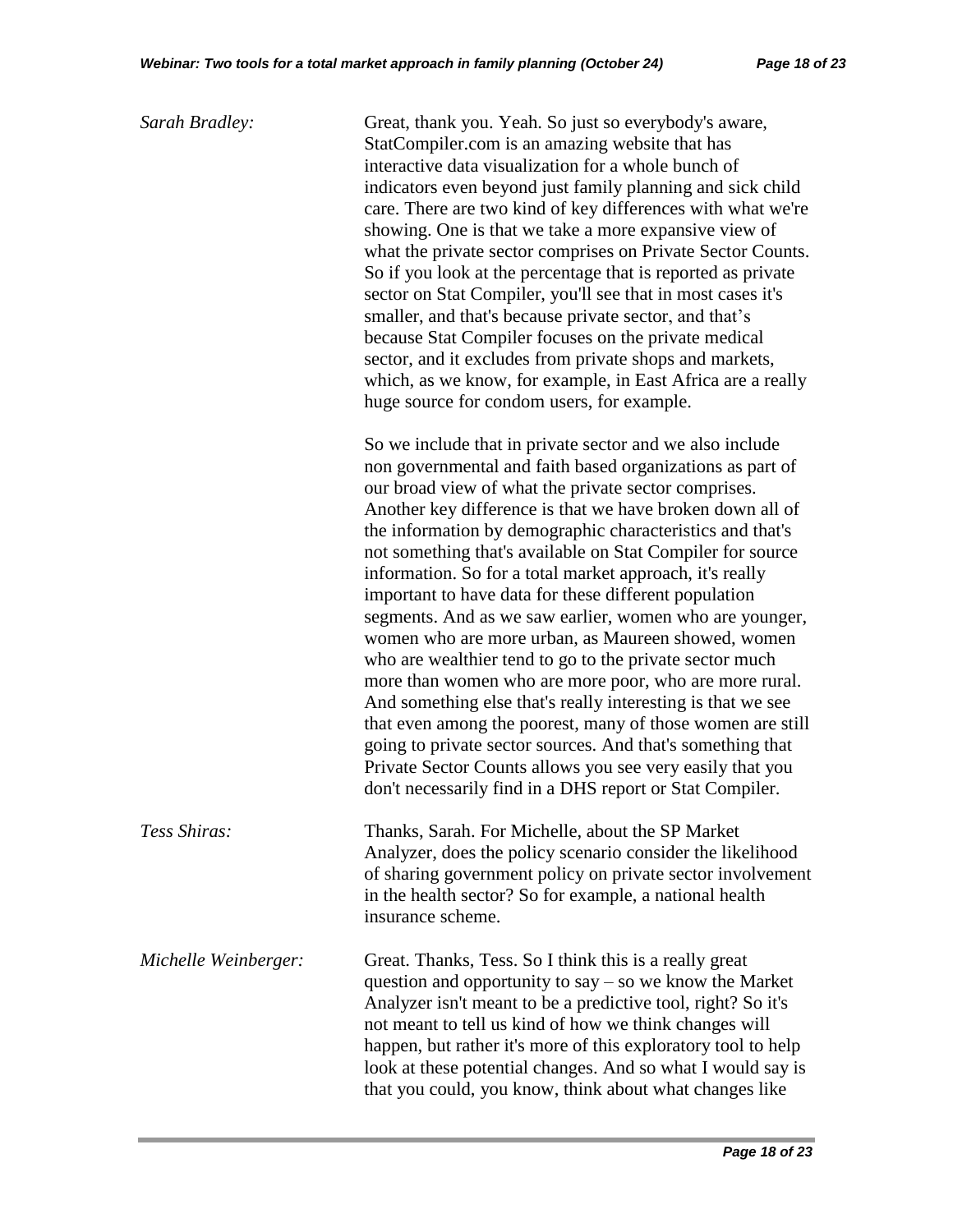*Sarah Bradley:* Great, thank you. Yeah. So just so everybody's aware, StatCompiler.com is an amazing website that has interactive data visualization for a whole bunch of indicators even beyond just family planning and sick child care. There are two kind of key differences with what we're showing. One is that we take a more expansive view of what the private sector comprises on Private Sector Counts. So if you look at the percentage that is reported as private sector on Stat Compiler, you'll see that in most cases it's smaller, and that's because private sector, and that's because Stat Compiler focuses on the private medical sector, and it excludes from private shops and markets, which, as we know, for example, in East Africa are a really huge source for condom users, for example.

So we include that in private sector and we also include non governmental and faith based organizations as part of our broad view of what the private sector comprises. Another key difference is that we have broken down all of the information by demographic characteristics and that's not something that's available on Stat Compiler for source information. So for a total market approach, it's really important to have data for these different population segments. And as we saw earlier, women who are younger, women who are more urban, as Maureen showed, women who are wealthier tend to go to the private sector much more than women who are more poor, who are more rural. And something else that's really interesting is that we see that even among the poorest, many of those women are still going to private sector sources. And that's something that Private Sector Counts allows you see very easily that you don't necessarily find in a DHS report or Stat Compiler.

*Tess Shiras:* Thanks, Sarah. For Michelle, about the SP Market Analyzer, does the policy scenario consider the likelihood of sharing government policy on private sector involvement in the health sector? So for example, a national health insurance scheme.

*Michelle Weinberger:* Great. Thanks, Tess. So I think this is a really great question and opportunity to say – so we know the Market Analyzer isn't meant to be a predictive tool, right? So it's not meant to tell us kind of how we think changes will happen, but rather it's more of this exploratory tool to help look at these potential changes. And so what I would say is that you could, you know, think about what changes like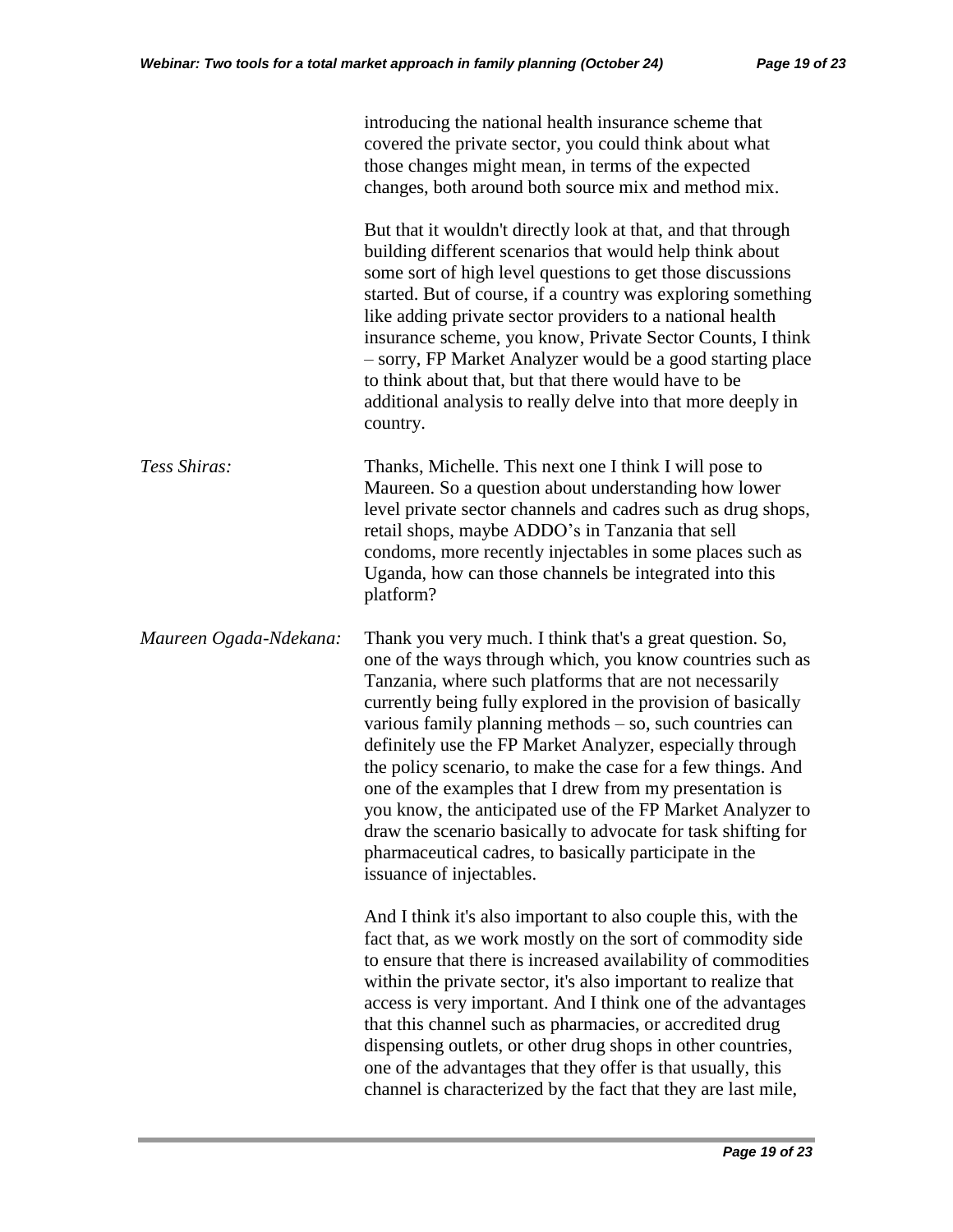introducing the national health insurance scheme that covered the private sector, you could think about what those changes might mean, in terms of the expected changes, both around both source mix and method mix.

But that it wouldn't directly look at that, and that through building different scenarios that would help think about some sort of high level questions to get those discussions started. But of course, if a country was exploring something like adding private sector providers to a national health insurance scheme, you know, Private Sector Counts, I think – sorry, FP Market Analyzer would be a good starting place to think about that, but that there would have to be additional analysis to really delve into that more deeply in country.

*Tess Shiras:* Thanks, Michelle. This next one I think I will pose to Maureen. So a question about understanding how lower level private sector channels and cadres such as drug shops, retail shops, maybe ADDO's in Tanzania that sell condoms, more recently injectables in some places such as Uganda, how can those channels be integrated into this platform?

*Maureen Ogada-Ndekana:* Thank you very much. I think that's a great question. So, one of the ways through which, you know countries such as Tanzania, where such platforms that are not necessarily currently being fully explored in the provision of basically various family planning methods – so, such countries can definitely use the FP Market Analyzer, especially through the policy scenario, to make the case for a few things. And one of the examples that I drew from my presentation is you know, the anticipated use of the FP Market Analyzer to draw the scenario basically to advocate for task shifting for pharmaceutical cadres, to basically participate in the issuance of injectables.

And I think it's also important to also couple this, with the fact that, as we work mostly on the sort of commodity side to ensure that there is increased availability of commodities within the private sector, it's also important to realize that access is very important. And I think one of the advantages that this channel such as pharmacies, or accredited drug dispensing outlets, or other drug shops in other countries, one of the advantages that they offer is that usually, this channel is characterized by the fact that they are last mile,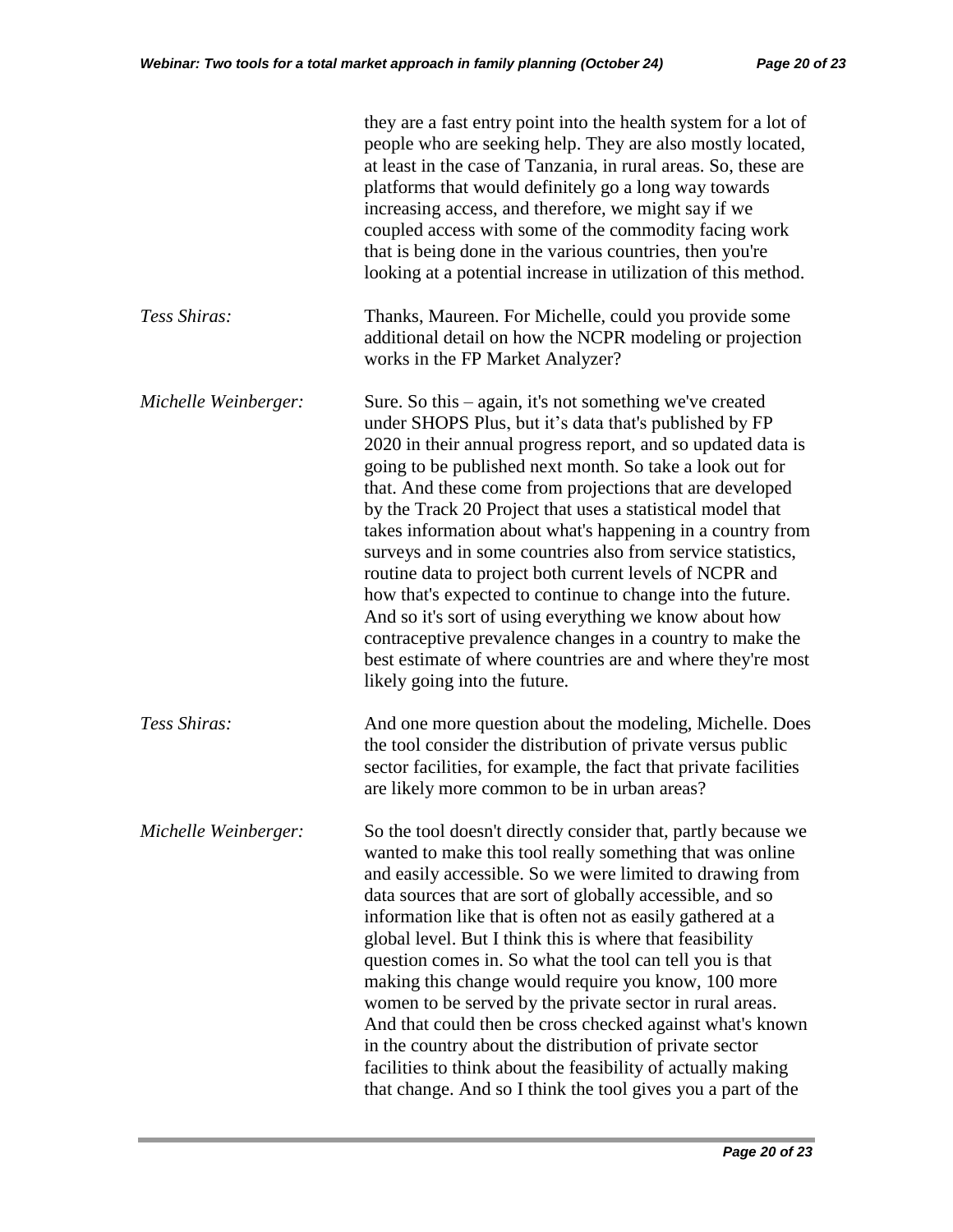they are a fast entry point into the health system for a lot of people who are seeking help. They are also mostly located, at least in the case of Tanzania, in rural areas. So, these are platforms that would definitely go a long way towards increasing access, and therefore, we might say if we coupled access with some of the commodity facing work that is being done in the various countries, then you're looking at a potential increase in utilization of this method.

*Tess Shiras:* Thanks, Maureen. For Michelle, could you provide some additional detail on how the NCPR modeling or projection works in the FP Market Analyzer?

*Michelle Weinberger:* Sure. So this – again, it's not something we've created under SHOPS Plus, but it's data that's published by FP 2020 in their annual progress report, and so updated data is going to be published next month. So take a look out for that. And these come from projections that are developed by the Track 20 Project that uses a statistical model that takes information about what's happening in a country from surveys and in some countries also from service statistics, routine data to project both current levels of NCPR and how that's expected to continue to change into the future. And so it's sort of using everything we know about how contraceptive prevalence changes in a country to make the best estimate of where countries are and where they're most likely going into the future.

*Tess Shiras:* And one more question about the modeling, Michelle. Does the tool consider the distribution of private versus public sector facilities, for example, the fact that private facilities are likely more common to be in urban areas?

*Michelle Weinberger:* So the tool doesn't directly consider that, partly because we wanted to make this tool really something that was online and easily accessible. So we were limited to drawing from data sources that are sort of globally accessible, and so information like that is often not as easily gathered at a global level. But I think this is where that feasibility question comes in. So what the tool can tell you is that making this change would require you know, 100 more women to be served by the private sector in rural areas. And that could then be cross checked against what's known in the country about the distribution of private sector facilities to think about the feasibility of actually making that change. And so I think the tool gives you a part of the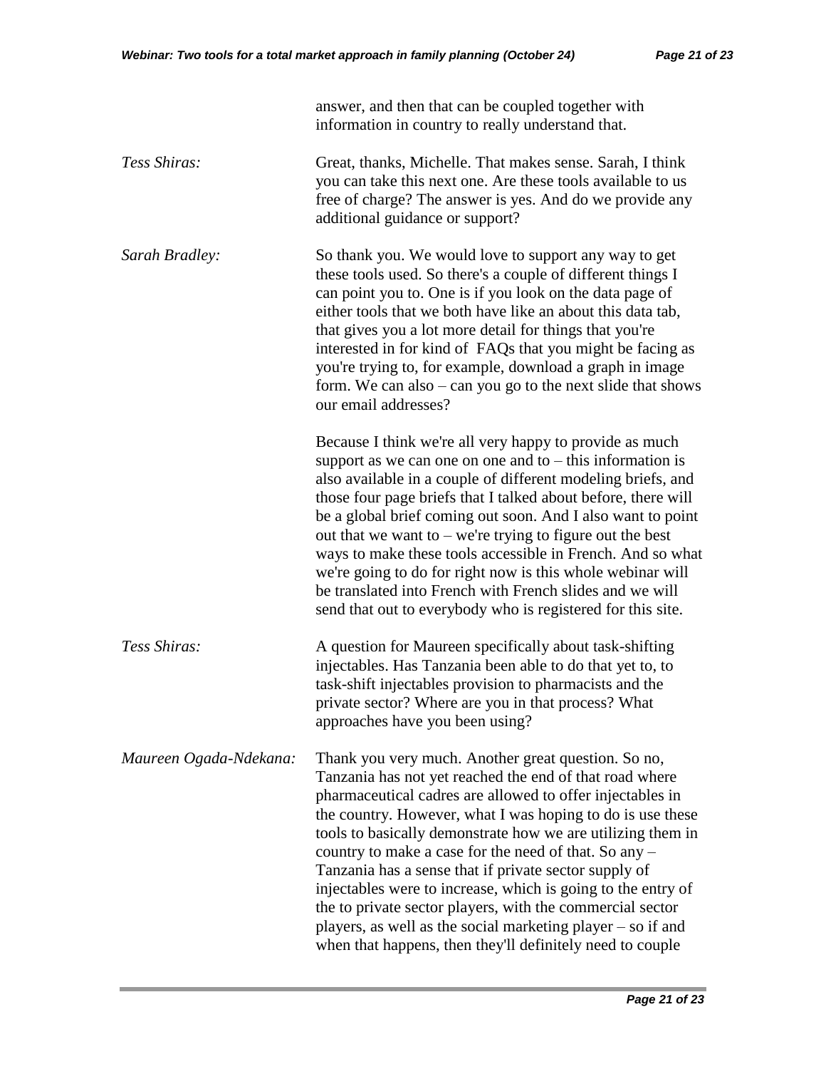answer, and then that can be coupled together with information in country to really understand that.

*Tess Shiras:* Great, thanks, Michelle. That makes sense. Sarah, I think you can take this next one. Are these tools available to us free of charge? The answer is yes. And do we provide any additional guidance or support?

*Sarah Bradley:* So thank you. We would love to support any way to get these tools used. So there's a couple of different things I can point you to. One is if you look on the data page of either tools that we both have like an about this data tab, that gives you a lot more detail for things that you're interested in for kind of FAQs that you might be facing as you're trying to, for example, download a graph in image form. We can also – can you go to the next slide that shows our email addresses?

Because I think we're all very happy to provide as much support as we can one on one and to – this information is also available in a couple of different modeling briefs, and those four page briefs that I talked about before, there will be a global brief coming out soon. And I also want to point out that we want to – we're trying to figure out the best ways to make these tools accessible in French. And so what we're going to do for right now is this whole webinar will be translated into French with French slides and we will send that out to everybody who is registered for this site.

*Tess Shiras:* A question for Maureen specifically about task-shifting injectables. Has Tanzania been able to do that yet to, to task-shift injectables provision to pharmacists and the private sector? Where are you in that process? What approaches have you been using?

*Maureen Ogada-Ndekana:* Thank you very much. Another great question. So no, Tanzania has not yet reached the end of that road where pharmaceutical cadres are allowed to offer injectables in the country. However, what I was hoping to do is use these tools to basically demonstrate how we are utilizing them in country to make a case for the need of that. So any – Tanzania has a sense that if private sector supply of injectables were to increase, which is going to the entry of the to private sector players, with the commercial sector players, as well as the social marketing player – so if and when that happens, then they'll definitely need to couple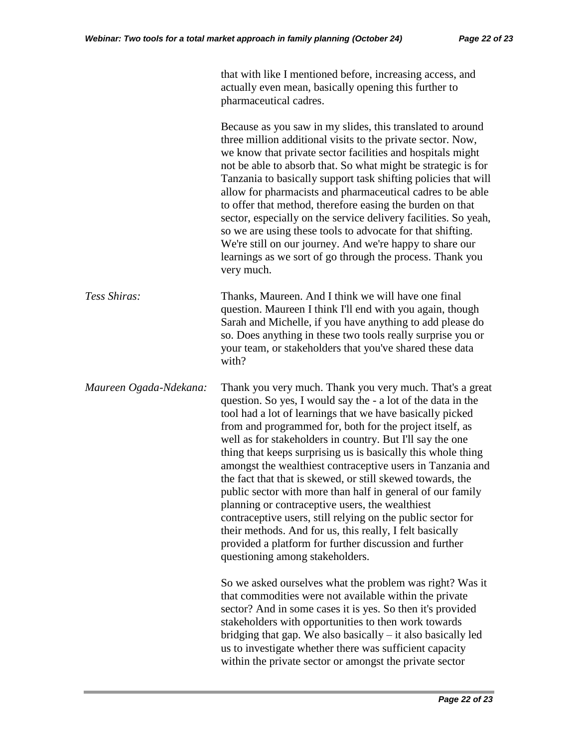that with like I mentioned before, increasing access, and actually even mean, basically opening this further to pharmaceutical cadres.

Because as you saw in my slides, this translated to around three million additional visits to the private sector. Now, we know that private sector facilities and hospitals might not be able to absorb that. So what might be strategic is for Tanzania to basically support task shifting policies that will allow for pharmacists and pharmaceutical cadres to be able to offer that method, therefore easing the burden on that sector, especially on the service delivery facilities. So yeah, so we are using these tools to advocate for that shifting. We're still on our journey. And we're happy to share our learnings as we sort of go through the process. Thank you very much.

*Tess Shiras:* Thanks, Maureen. And I think we will have one final question. Maureen I think I'll end with you again, though Sarah and Michelle, if you have anything to add please do so. Does anything in these two tools really surprise you or your team, or stakeholders that you've shared these data with?

*Maureen Ogada-Ndekana:* Thank you very much. Thank you very much. That's a great question. So yes, I would say the - a lot of the data in the tool had a lot of learnings that we have basically picked from and programmed for, both for the project itself, as well as for stakeholders in country. But I'll say the one thing that keeps surprising us is basically this whole thing amongst the wealthiest contraceptive users in Tanzania and the fact that that is skewed, or still skewed towards, the public sector with more than half in general of our family planning or contraceptive users, the wealthiest contraceptive users, still relying on the public sector for their methods. And for us, this really, I felt basically provided a platform for further discussion and further questioning among stakeholders.

So we asked ourselves what the problem was right? Was it that commodities were not available within the private sector? And in some cases it is yes. So then it's provided stakeholders with opportunities to then work towards bridging that gap. We also basically – it also basically led us to investigate whether there was sufficient capacity within the private sector or amongst the private sector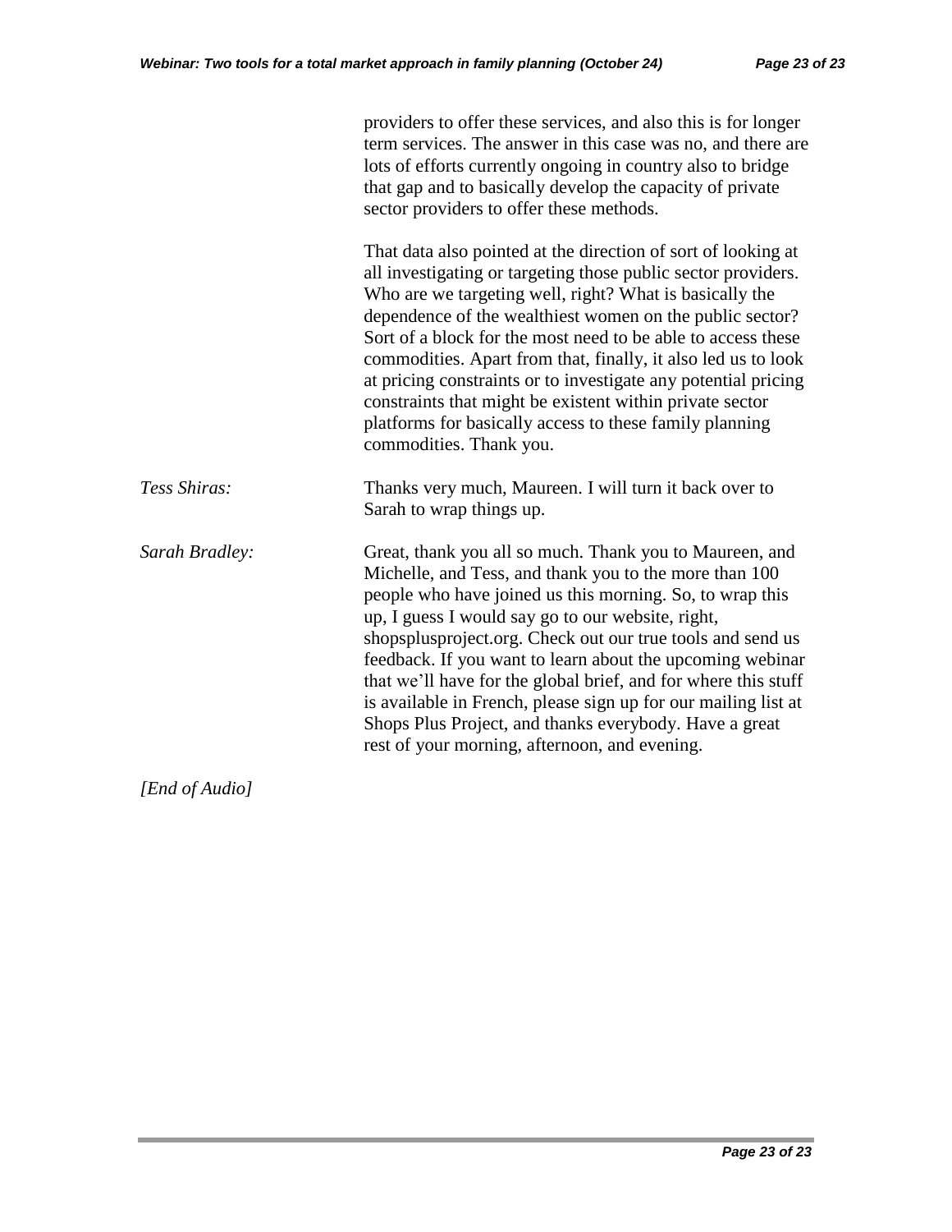providers to offer these services, and also this is for longer term services. The answer in this case was no, and there are lots of efforts currently ongoing in country also to bridge that gap and to basically develop the capacity of private sector providers to offer these methods.

That data also pointed at the direction of sort of looking at all investigating or targeting those public sector providers. Who are we targeting well, right? What is basically the dependence of the wealthiest women on the public sector? Sort of a block for the most need to be able to access these commodities. Apart from that, finally, it also led us to look at pricing constraints or to investigate any potential pricing constraints that might be existent within private sector platforms for basically access to these family planning commodities. Thank you.

*Tess Shiras:* Thanks very much, Maureen. I will turn it back over to Sarah to wrap things up.

*Sarah Bradley:* Great, thank you all so much. Thank you to Maureen, and Michelle, and Tess, and thank you to the more than 100 people who have joined us this morning. So, to wrap this up, I guess I would say go to our website, right, shopsplusproject.org. Check out our true tools and send us feedback. If you want to learn about the upcoming webinar that we'll have for the global brief, and for where this stuff is available in French, please sign up for our mailing list at Shops Plus Project, and thanks everybody. Have a great rest of your morning, afternoon, and evening.

*[End of Audio]*